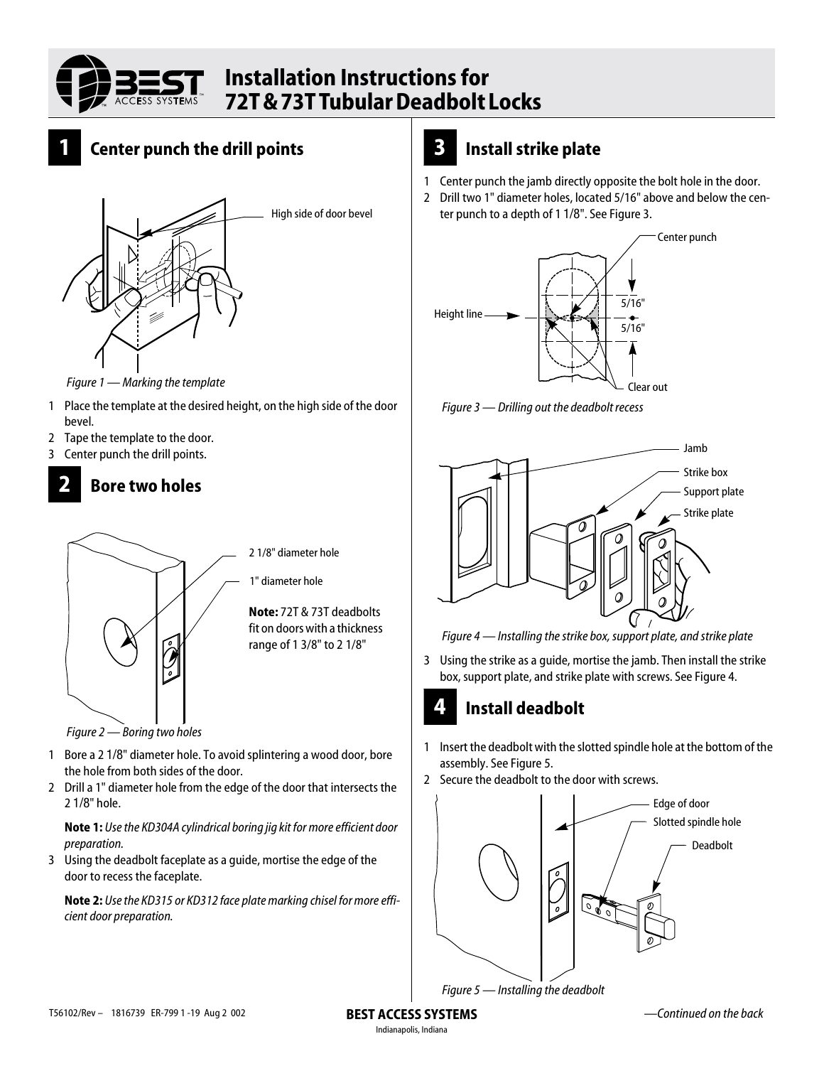# Installation Instructions for 72T & 73T Tubular Deadbolt Locks

## 1 Center punch the drill points

High side of door bevel

*Figure 1 — Marking the template*

1. Place the template at the desired height, on the high side of the door bevel.
2. Tape the template to the door.
3. Center punch the drill points.

## 2 Bore two holes

2 1/8" diameter hole

1" diameter hole

**Note:** 72T & 73T deadbolts fit on doors with a thickness range of 1 3/8" to 2 1/8"

*Figure 2 — Boring two holes*

1. Bore a 2 1/8" diameter hole. To avoid splintering a wood door, bore the hole from both sides of the door.
2. Drill a 1" diameter hole from the edge of the door that intersects the 2 1/8" hole.

   **Note 1:** *Use the KD304A cylindrical boring jig kit for more efficient door preparation.*

3. Using the deadbolt faceplate as a guide, mortise the edge of the door to recess the faceplate.

   **Note 2:** *Use the KD315 or KD312 face plate marking chisel for more efficient door preparation.*

## 3 Install strike plate

1. Center punch the jamb directly opposite the bolt hole in the door.
2. Drill two 1" diameter holes, located 5/16" above and below the center punch to a depth of 1 1/8". See Figure 3.

Center punch

Height line

5/16"

5/16"

Clear out

*Figure 3 — Drilling out the deadbolt recess*

Jamb

Strike box

Support plate

Strike plate

*Figure 4 — Installing the strike box, support plate, and strike plate*

3. Using the strike as a guide, mortise the jamb. Then install the strike box, support plate, and strike plate with screws. See Figure 4.

## 4 Install deadbolt

1. Insert the deadbolt with the slotted spindle hole at the bottom of the assembly. See Figure 5.
2. Secure the deadbolt to the door with screws.

Edge of door

Slotted spindle hole

Deadbolt

*Figure 5 — Installing the deadbolt*

T56102/Rev – 1816739 ER-799 1 -19 Aug 2 002

**BEST ACCESS SYSTEMS**
Indianapolis, Indiana

*—Continued on the back*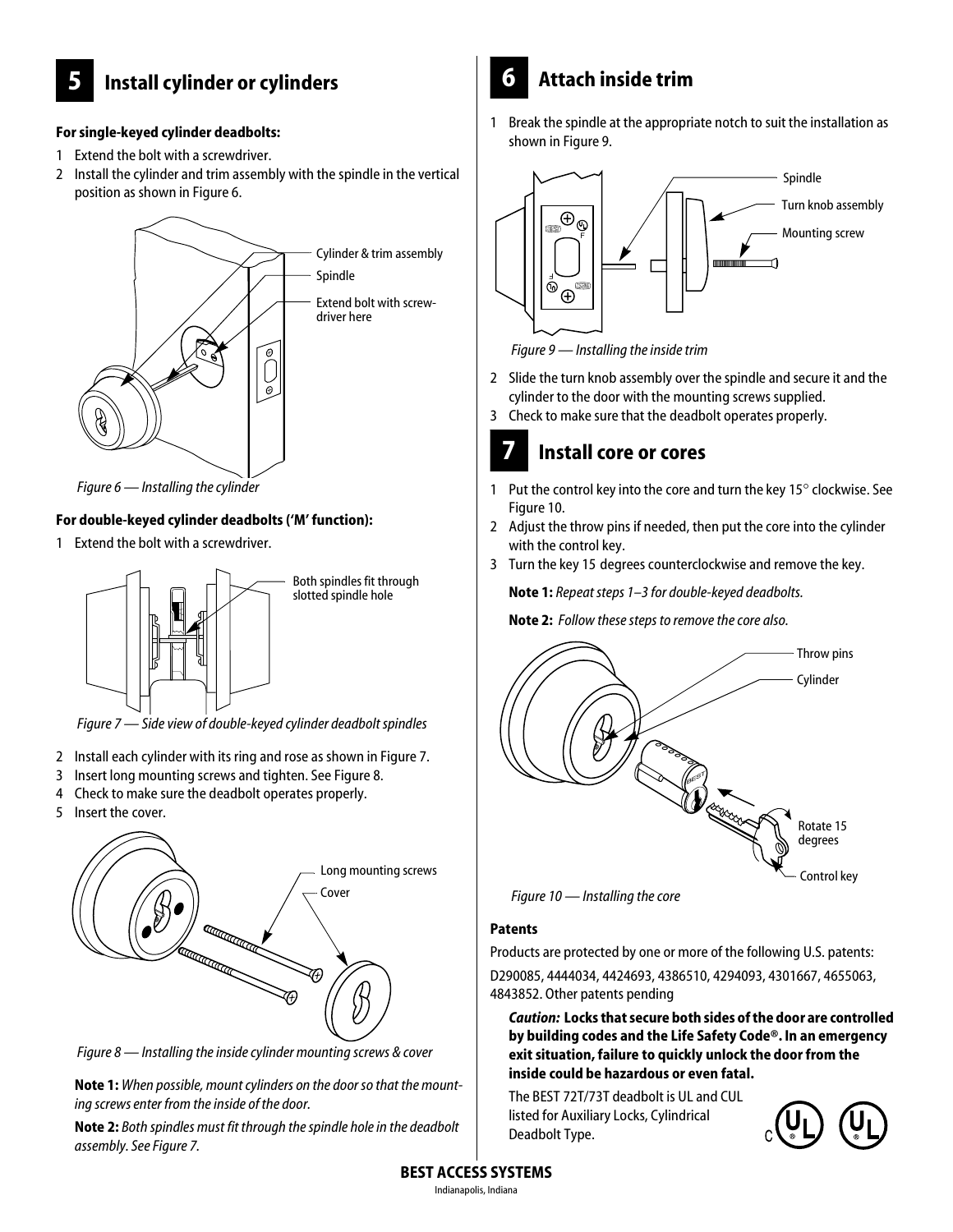## 5 Install cylinder or cylinders

**For single-keyed cylinder deadbolts:**

1. Extend the bolt with a screwdriver.
2. Install the cylinder and trim assembly with the spindle in the vertical position as shown in Figure 6.

Cylinder & trim assembly
Spindle
Extend bolt with screw-driver here

*Figure 6 — Installing the cylinder*

**For double-keyed cylinder deadbolts ('M' function):**

1. Extend the bolt with a screwdriver.

Both spindles fit through slotted spindle hole

*Figure 7 — Side view of double-keyed cylinder deadbolt spindles*

2. Install each cylinder with its ring and rose as shown in Figure 7.
3. Insert long mounting screws and tighten. See Figure 8.
4. Check to make sure the deadbolt operates properly.
5. Insert the cover.

Long mounting screws
Cover

*Figure 8 — Installing the inside cylinder mounting screws & cover*

**Note 1:** *When possible, mount cylinders on the door so that the mounting screws enter from the inside of the door.*

**Note 2:** *Both spindles must fit through the spindle hole in the deadbolt assembly. See Figure 7.*

## 6 Attach inside trim

1. Break the spindle at the appropriate notch to suit the installation as shown in Figure 9.

Spindle
Turn knob assembly
Mounting screw

*Figure 9 — Installing the inside trim*

2. Slide the turn knob assembly over the spindle and secure it and the cylinder to the door with the mounting screws supplied.
3. Check to make sure that the deadbolt operates properly.

## 7 Install core or cores

1. Put the control key into the core and turn the key 15° clockwise. See Figure 10.
2. Adjust the throw pins if needed, then put the core into the cylinder with the control key.
3. Turn the key 15 degrees counterclockwise and remove the key.

**Note 1:** *Repeat steps 1–3 for double-keyed deadbolts.*

**Note 2:** *Follow these steps to remove the core also.*

Throw pins
Cylinder
Rotate 15 degrees
Control key

*Figure 10 — Installing the core*

**Patents**

Products are protected by one or more of the following U.S. patents:

D290085, 4444034, 4424693, 4386510, 4294093, 4301667, 4655063, 4843852. Other patents pending

***Caution:*** **Locks that secure both sides of the door are controlled by building codes and the Life Safety Code®. In an emergency exit situation, failure to quickly unlock the door from the inside could be hazardous or even fatal.**

The BEST 72T/73T deadbolt is UL and CUL listed for Auxiliary Locks, Cylindrical Deadbolt Type.

**BEST ACCESS SYSTEMS**
Indianapolis, Indiana